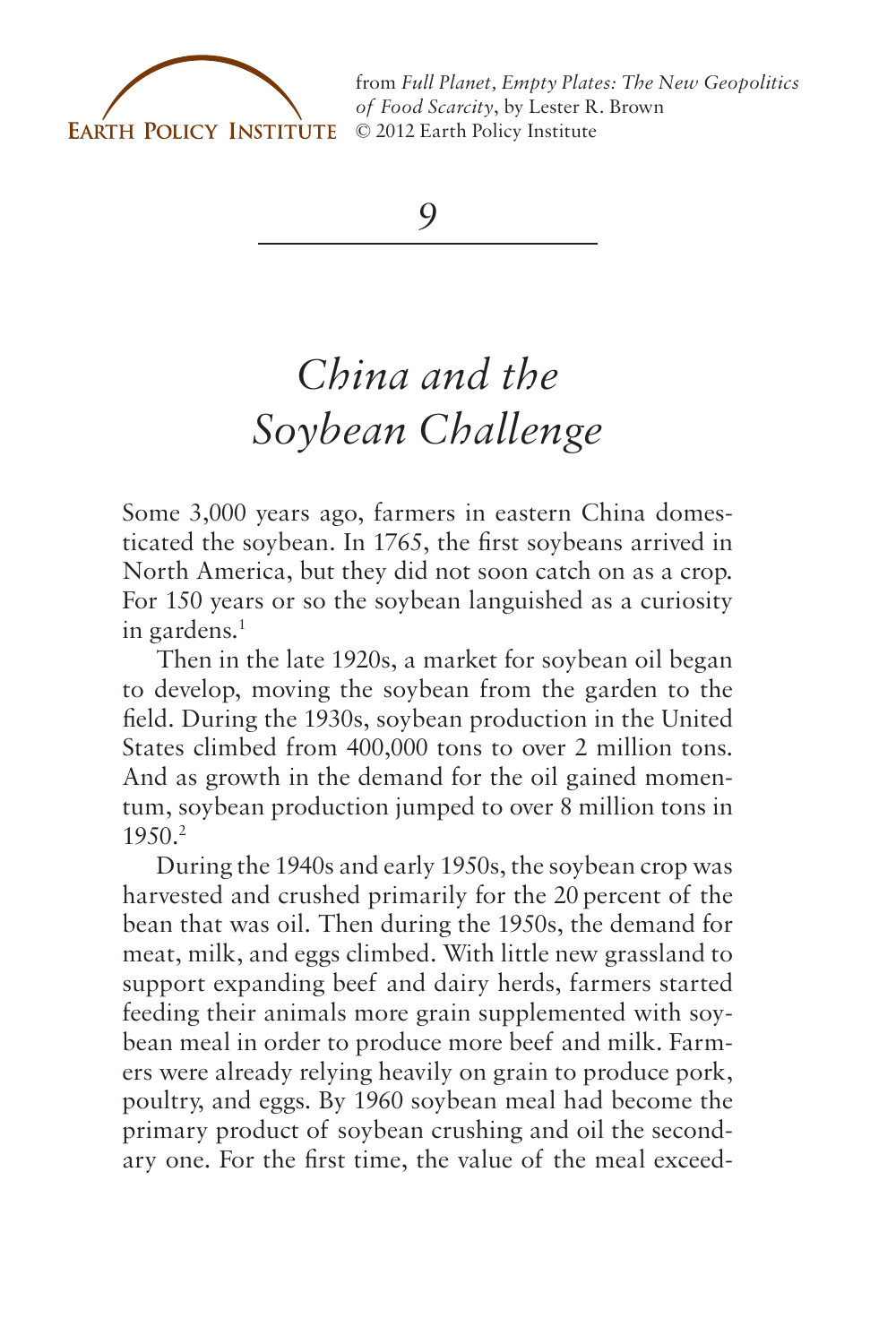from *Full Planet, Empty Plates: The New Geopolitics of Food Scarcity*, by Lester R. Brown
© 2012 Earth Policy Institute

# 9

# *China and the Soybean Challenge*

Some 3,000 years ago, farmers in eastern China domesticated the soybean. In 1765, the first soybeans arrived in North America, but they did not soon catch on as a crop. For 150 years or so the soybean languished as a curiosity in gardens.[1]

Then in the late 1920s, a market for soybean oil began to develop, moving the soybean from the garden to the field. During the 1930s, soybean production in the United States climbed from 400,000 tons to over 2 million tons. And as growth in the demand for the oil gained momentum, soybean production jumped to over 8 million tons in 1950.[2]

During the 1940s and early 1950s, the soybean crop was harvested and crushed primarily for the 20 percent of the bean that was oil. Then during the 1950s, the demand for meat, milk, and eggs climbed. With little new grassland to support expanding beef and dairy herds, farmers started feeding their animals more grain supplemented with soybean meal in order to produce more beef and milk. Farmers were already relying heavily on grain to produce pork, poultry, and eggs. By 1960 soybean meal had become the primary product of soybean crushing and oil the secondary one. For the first time, the value of the meal exceed-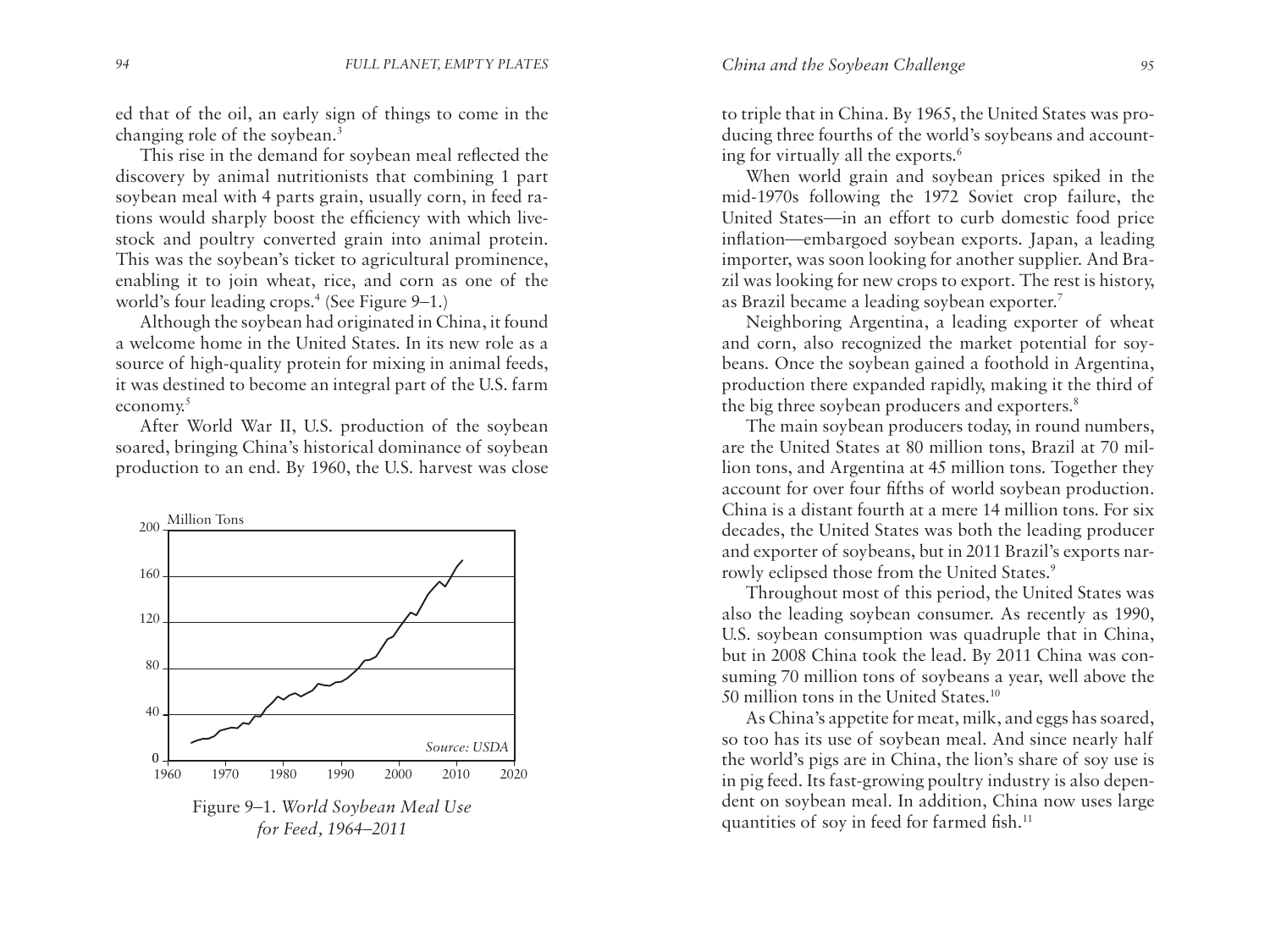ed that of the oil, an early sign of things to come in the changing role of the soybean.[3]

This rise in the demand for soybean meal reflected the discovery by animal nutritionists that combining 1 part soybean meal with 4 parts grain, usually corn, in feed rations would sharply boost the efficiency with which livestock and poultry converted grain into animal protein. This was the soybean's ticket to agricultural prominence, enabling it to join wheat, rice, and corn as one of the world's four leading crops.[4] (See Figure 9–1.)

Although the soybean had originated in China, it found a welcome home in the United States. In its new role as a source of high-quality protein for mixing in animal feeds, it was destined to become an integral part of the U.S. farm economy.[5]

After World War II, U.S. production of the soybean soared, bringing China's historical dominance of soybean production to an end. By 1960, the U.S. harvest was close to triple that in China. By 1965, the United States was producing three fourths of the world's soybeans and accounting for virtually all the exports.[6]

Figure 9–1. *World Soybean Meal Use for Feed, 1964–2011*

When world grain and soybean prices spiked in the mid-1970s following the 1972 Soviet crop failure, the United States—in an effort to curb domestic food price inflation—embargoed soybean exports. Japan, a leading importer, was soon looking for another supplier. And Brazil was looking for new crops to export. The rest is history, as Brazil became a leading soybean exporter.[7]

Neighboring Argentina, a leading exporter of wheat and corn, also recognized the market potential for soybeans. Once the soybean gained a foothold in Argentina, production there expanded rapidly, making it the third of the big three soybean producers and exporters.[8]

The main soybean producers today, in round numbers, are the United States at 80 million tons, Brazil at 70 million tons, and Argentina at 45 million tons. Together they account for over four fifths of world soybean production. China is a distant fourth at a mere 14 million tons. For six decades, the United States was both the leading producer and exporter of soybeans, but in 2011 Brazil's exports narrowly eclipsed those from the United States.[9]

Throughout most of this period, the United States was also the leading soybean consumer. As recently as 1990, U.S. soybean consumption was quadruple that in China, but in 2008 China took the lead. By 2011 China was consuming 70 million tons of soybeans a year, well above the 50 million tons in the United States.[10]

As China's appetite for meat, milk, and eggs has soared, so too has its use of soybean meal. And since nearly half the world's pigs are in China, the lion's share of soy use is in pig feed. Its fast-growing poultry industry is also dependent on soybean meal. In addition, China now uses large quantities of soy in feed for farmed fish.[11]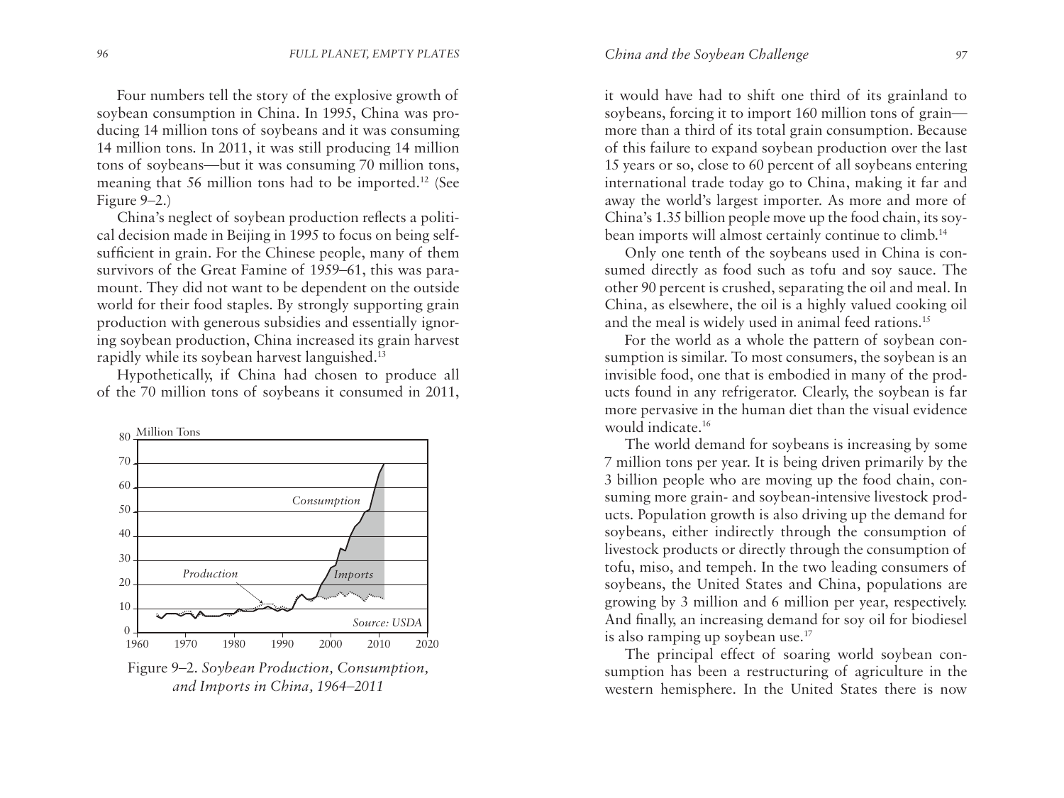Four numbers tell the story of the explosive growth of soybean consumption in China. In 1995, China was producing 14 million tons of soybeans and it was consuming 14 million tons. In 2011, it was still producing 14 million tons of soybeans—but it was consuming 70 million tons, meaning that 56 million tons had to be imported.[12] (See Figure 9–2.)

China's neglect of soybean production reflects a political decision made in Beijing in 1995 to focus on being self-sufficient in grain. For the Chinese people, many of them survivors of the Great Famine of 1959–61, this was paramount. They did not want to be dependent on the outside world for their food staples. By strongly supporting grain production with generous subsidies and essentially ignoring soybean production, China increased its grain harvest rapidly while its soybean harvest languished.[13]

Hypothetically, if China had chosen to produce all of the 70 million tons of soybeans it consumed in 2011, it would have had to shift one third of its grainland to soybeans, forcing it to import 160 million tons of grain—more than a third of its total grain consumption. Because of this failure to expand soybean production over the last 15 years or so, close to 60 percent of all soybeans entering international trade today go to China, making it far and away the world's largest importer. As more and more of China's 1.35 billion people move up the food chain, its soybean imports will almost certainly continue to climb.[14]

Figure 9–2. *Soybean Production, Consumption, and Imports in China, 1964–2011*

Only one tenth of the soybeans used in China is consumed directly as food such as tofu and soy sauce. The other 90 percent is crushed, separating the oil and meal. In China, as elsewhere, the oil is a highly valued cooking oil and the meal is widely used in animal feed rations.[15]

For the world as a whole the pattern of soybean consumption is similar. To most consumers, the soybean is an invisible food, one that is embodied in many of the products found in any refrigerator. Clearly, the soybean is far more pervasive in the human diet than the visual evidence would indicate.[16]

The world demand for soybeans is increasing by some 7 million tons per year. It is being driven primarily by the 3 billion people who are moving up the food chain, consuming more grain- and soybean-intensive livestock products. Population growth is also driving up the demand for soybeans, either indirectly through the consumption of livestock products or directly through the consumption of tofu, miso, and tempeh. In the two leading consumers of soybeans, the United States and China, populations are growing by 3 million and 6 million per year, respectively. And finally, an increasing demand for soy oil for biodiesel is also ramping up soybean use.[17]

The principal effect of soaring world soybean consumption has been a restructuring of agriculture in the western hemisphere. In the United States there is now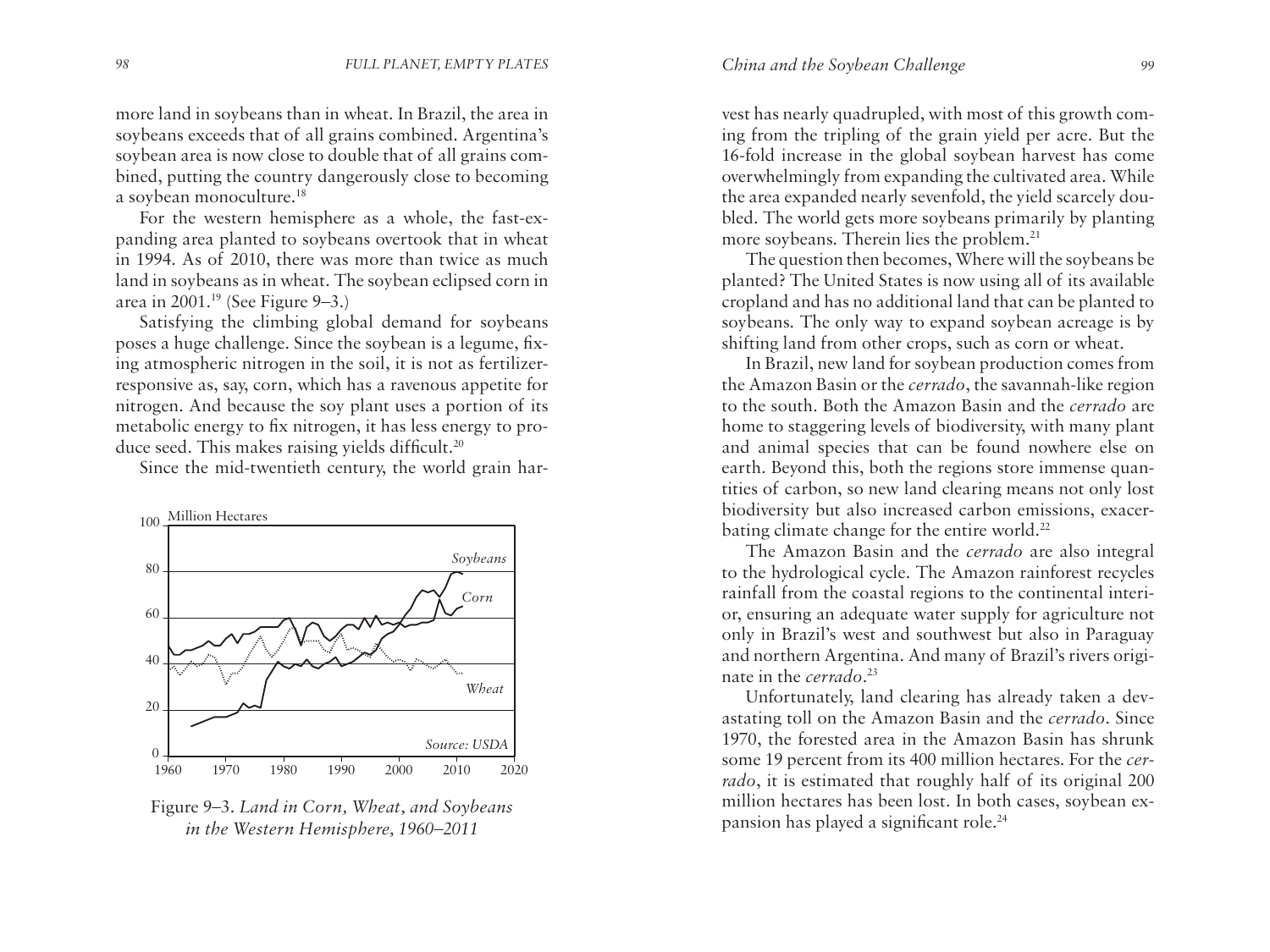more land in soybeans than in wheat. In Brazil, the area in soybeans exceeds that of all grains combined. Argentina's soybean area is now close to double that of all grains combined, putting the country dangerously close to becoming a soybean monoculture.[18]

For the western hemisphere as a whole, the fast-expanding area planted to soybeans overtook that in wheat in 1994. As of 2010, there was more than twice as much land in soybeans as in wheat. The soybean eclipsed corn in area in 2001.[19] (See Figure 9–3.)

Satisfying the climbing global demand for soybeans poses a huge challenge. Since the soybean is a legume, fixing atmospheric nitrogen in the soil, it is not as fertilizer-responsive as, say, corn, which has a ravenous appetite for nitrogen. And because the soy plant uses a portion of its metabolic energy to fix nitrogen, it has less energy to produce seed. This makes raising yields difficult.[20]

Since the mid-twentieth century, the world grain harvest has nearly quadrupled, with most of this growth coming from the tripling of the grain yield per acre. But the 16-fold increase in the global soybean harvest has come overwhelmingly from expanding the cultivated area. While the area expanded nearly sevenfold, the yield scarcely doubled. The world gets more soybeans primarily by planting more soybeans. Therein lies the problem.[21]

Figure 9–3. *Land in Corn, Wheat, and Soybeans in the Western Hemisphere, 1960–2011*

The question then becomes, Where will the soybeans be planted? The United States is now using all of its available cropland and has no additional land that can be planted to soybeans. The only way to expand soybean acreage is by shifting land from other crops, such as corn or wheat.

In Brazil, new land for soybean production comes from the Amazon Basin or the *cerrado*, the savannah-like region to the south. Both the Amazon Basin and the *cerrado* are home to staggering levels of biodiversity, with many plant and animal species that can be found nowhere else on earth. Beyond this, both the regions store immense quantities of carbon, so new land clearing means not only lost biodiversity but also increased carbon emissions, exacerbating climate change for the entire world.[22]

The Amazon Basin and the *cerrado* are also integral to the hydrological cycle. The Amazon rainforest recycles rainfall from the coastal regions to the continental interior, ensuring an adequate water supply for agriculture not only in Brazil's west and southwest but also in Paraguay and northern Argentina. And many of Brazil's rivers originate in the *cerrado*.[23]

Unfortunately, land clearing has already taken a devastating toll on the Amazon Basin and the *cerrado*. Since 1970, the forested area in the Amazon Basin has shrunk some 19 percent from its 400 million hectares. For the *cerrado*, it is estimated that roughly half of its original 200 million hectares has been lost. In both cases, soybean expansion has played a significant role.[24]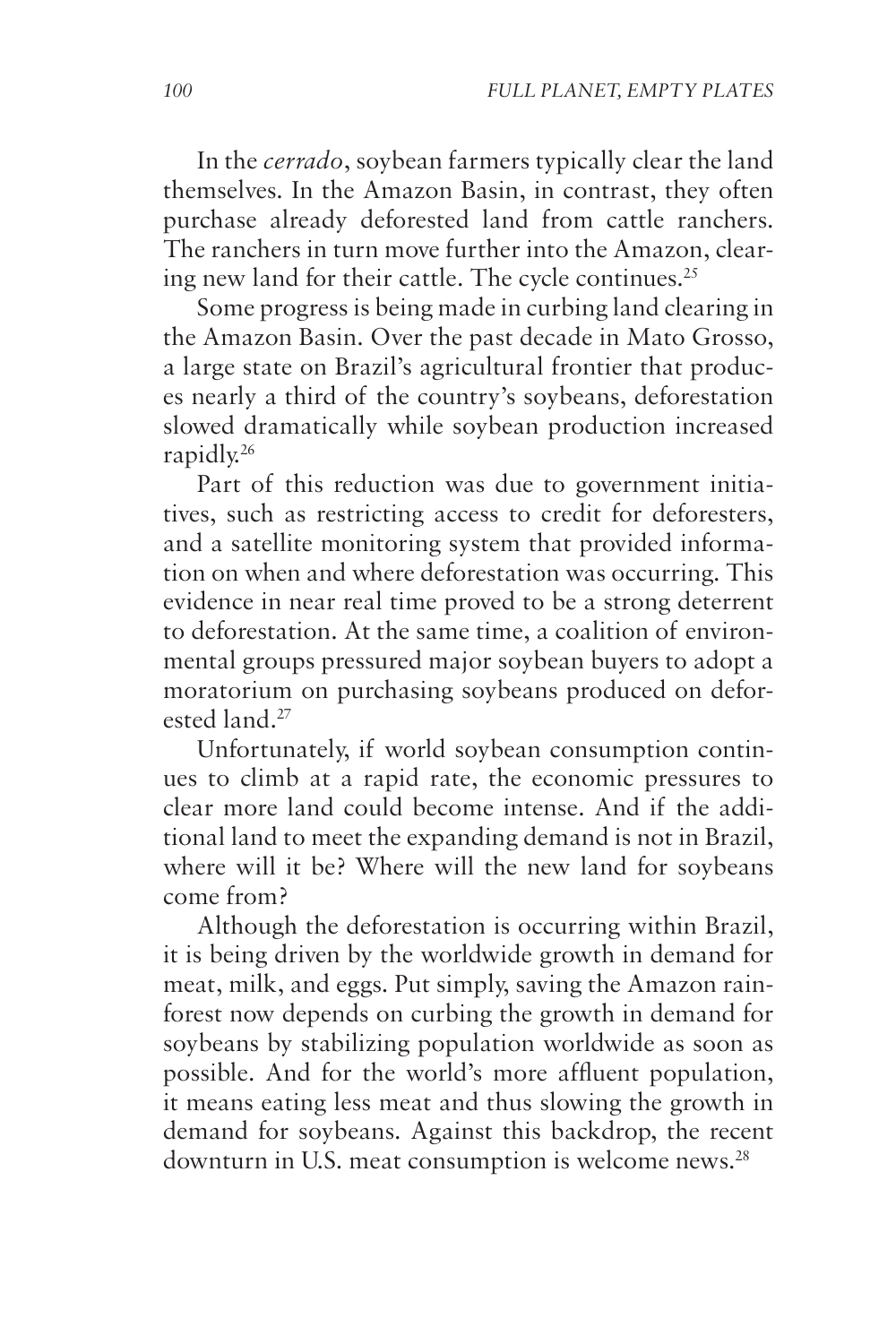In the *cerrado*, soybean farmers typically clear the land themselves. In the Amazon Basin, in contrast, they often purchase already deforested land from cattle ranchers. The ranchers in turn move further into the Amazon, clearing new land for their cattle. The cycle continues.[25]

Some progress is being made in curbing land clearing in the Amazon Basin. Over the past decade in Mato Grosso, a large state on Brazil's agricultural frontier that produces nearly a third of the country's soybeans, deforestation slowed dramatically while soybean production increased rapidly.[26]

Part of this reduction was due to government initiatives, such as restricting access to credit for deforesters, and a satellite monitoring system that provided information on when and where deforestation was occurring. This evidence in near real time proved to be a strong deterrent to deforestation. At the same time, a coalition of environmental groups pressured major soybean buyers to adopt a moratorium on purchasing soybeans produced on deforested land.[27]

Unfortunately, if world soybean consumption continues to climb at a rapid rate, the economic pressures to clear more land could become intense. And if the additional land to meet the expanding demand is not in Brazil, where will it be? Where will the new land for soybeans come from?

Although the deforestation is occurring within Brazil, it is being driven by the worldwide growth in demand for meat, milk, and eggs. Put simply, saving the Amazon rainforest now depends on curbing the growth in demand for soybeans by stabilizing population worldwide as soon as possible. And for the world's more affluent population, it means eating less meat and thus slowing the growth in demand for soybeans. Against this backdrop, the recent downturn in U.S. meat consumption is welcome news.[28]